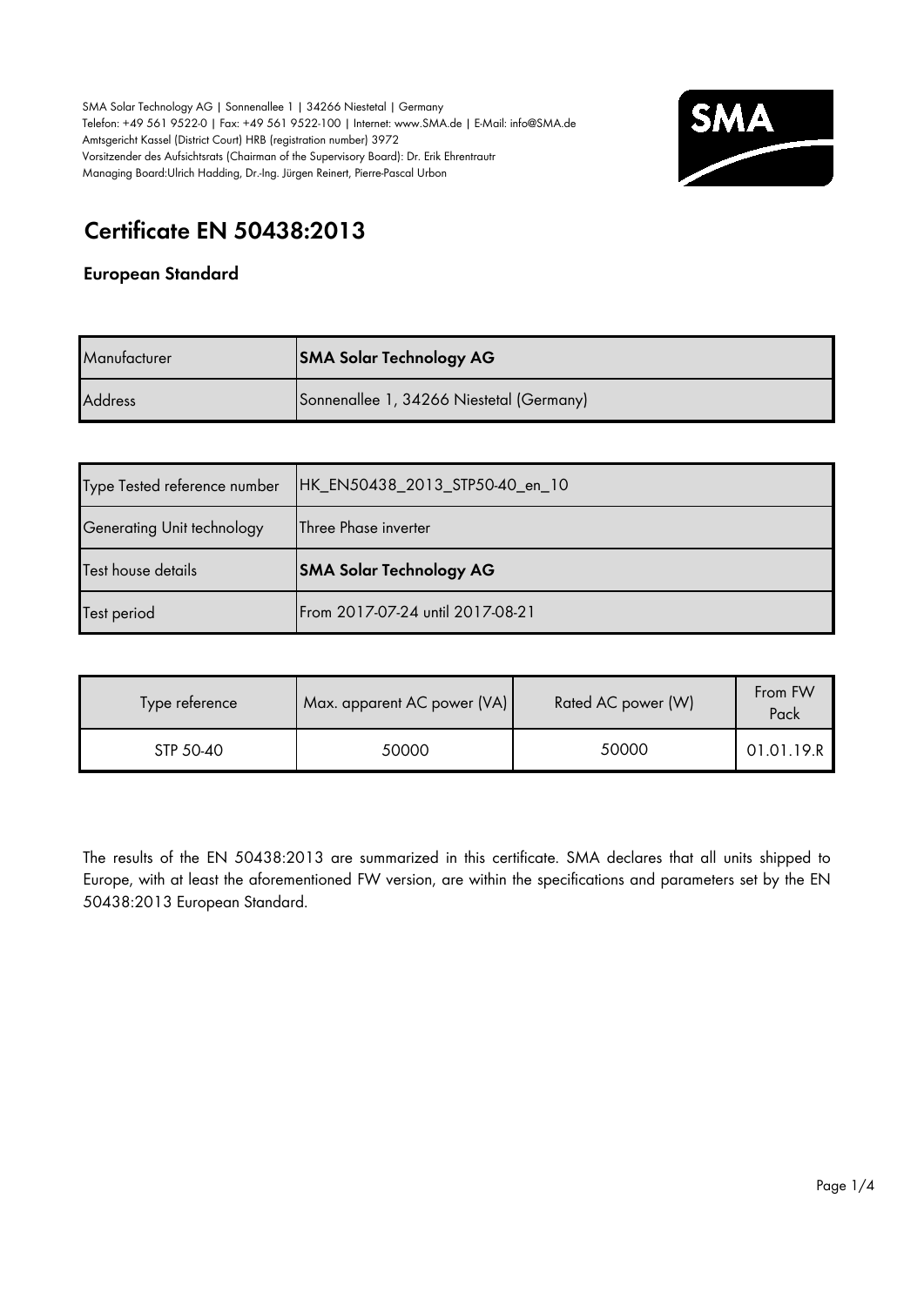SMA Solar Technology AG | Sonnenallee 1 | 34266 Niestetal | Germany
Telefon: +49 561 9522-0 | Fax: +49 561 9522-100 | Internet: www.SMA.de | E-Mail: info@SMA.de
Amtsgericht Kassel (District Court) HRB (registration number) 3972
Vorsitzender des Aufsichtsrats (Chairman of the Supervisory Board): Dr. Erik Ehrentrautr
Managing Board:Ulrich Hadding, Dr.-Ing. Jürgen Reinert, Pierre-Pascal Urbon

# Certificate EN 50438:2013

## European Standard

| Manufacturer | **SMA Solar Technology AG** |
|---|---|
| Address | Sonnenallee 1, 34266 Niestetal (Germany) |

| Type Tested reference number | HK_EN50438_2013_STP50-40_en_10 |
|---|---|
| Generating Unit technology | Three Phase inverter |
| Test house details | **SMA Solar Technology AG** |
| Test period | From 2017-07-24 until 2017-08-21 |

| Type reference | Max. apparent AC power (VA) | Rated AC power (W) | From FW Pack |
|---|---|---|---|
| STP 50-40 | 50000 | 50000 | 01.01.19.R |

The results of the EN 50438:2013 are summarized in this certificate. SMA declares that all units shipped to Europe, with at least the aforementioned FW version, are within the specifications and parameters set by the EN 50438:2013 European Standard.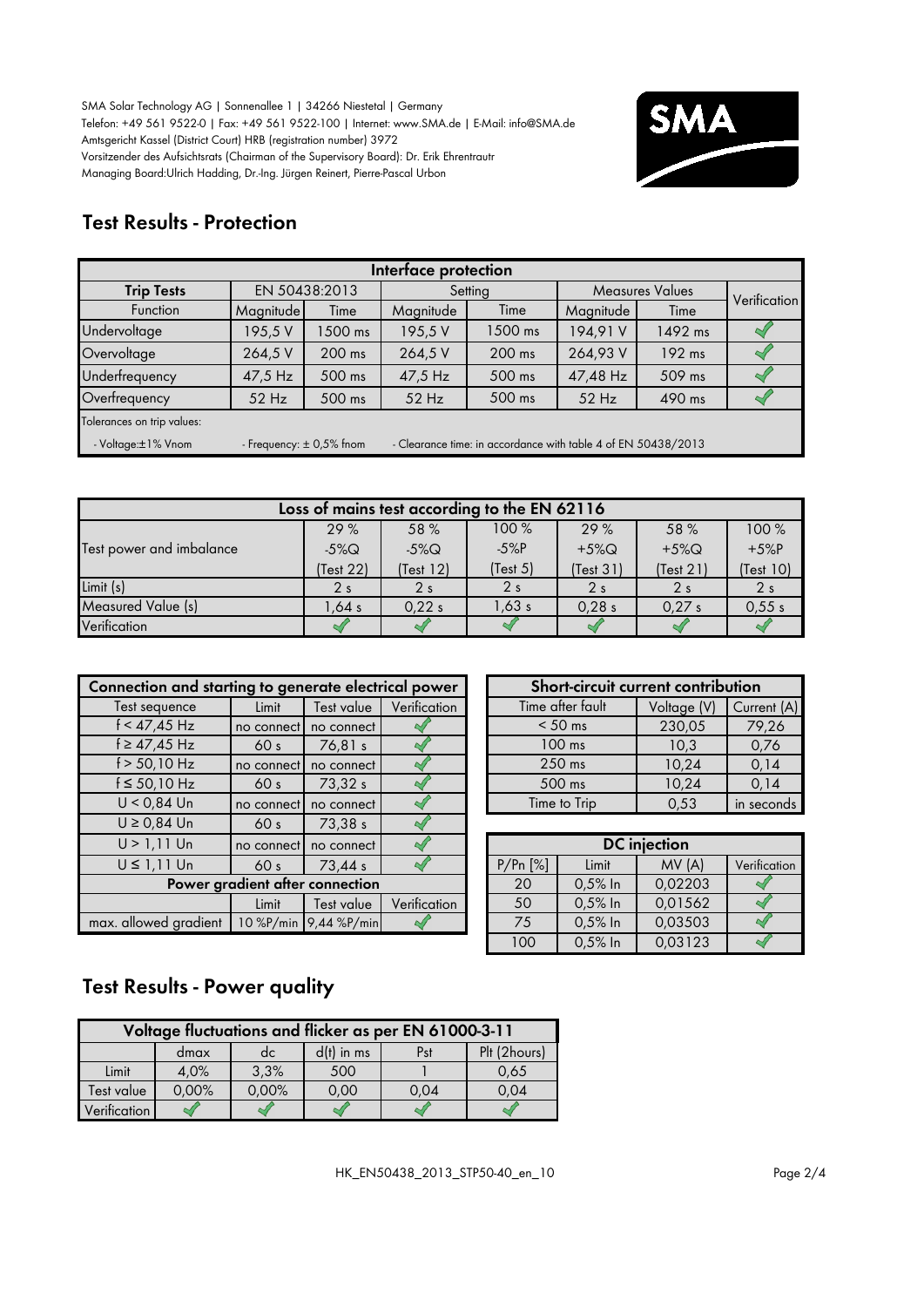SMA Solar Technology AG | Sonnenallee 1 | 34266 Niestetal | Germany
Telefon: +49 561 9522-0 | Fax: +49 561 9522-100 | Internet: www.SMA.de | E-Mail: info@SMA.de
Amtsgericht Kassel (District Court) HRB (registration number) 3972
Vorsitzender des Aufsichtsrats (Chairman of the Supervisory Board): Dr. Erik Ehrentrautr
Managing Board:Ulrich Hadding, Dr.-Ing. Jürgen Reinert, Pierre-Pascal Urbon

## Test Results - Protection

| Interface protection | | | | | | | |
|---|---|---|---|---|---|---|---|
| **Trip Tests** | EN 50438:2013 | | Setting | | Measures Values | | Verification |
| Function | Magnitude | Time | Magnitude | Time | Magnitude | Time | |
| Undervoltage | 195,5 V | 1500 ms | 195,5 V | 1500 ms | 194,91 V | 1492 ms | ✓ |
| Overvoltage | 264,5 V | 200 ms | 264,5 V | 200 ms | 264,93 V | 192 ms | ✓ |
| Underfrequency | 47,5 Hz | 500 ms | 47,5 Hz | 500 ms | 47,48 Hz | 509 ms | ✓ |
| Overfrequency | 52 Hz | 500 ms | 52 Hz | 500 ms | 52 Hz | 490 ms | ✓ |

Tolerances on trip values:
- Voltage:±1% Vnom
- Frequency: ± 0,5% fnom
- Clearance time: in accordance with table 4 of EN 50438/2013

| Loss of mains test according to the EN 62116 | | | | | | |
|---|---|---|---|---|---|---|
| Test power and imbalance | 29 % -5%Q (Test 22) | 58 % -5%Q (Test 12) | 100 % -5%P (Test 5) | 29 % +5%Q (Test 31) | 58 % +5%Q (Test 21) | 100 % +5%P (Test 10) |
| Limit (s) | 2 s | 2 s | 2 s | 2 s | 2 s | 2 s |
| Measured Value (s) | 1,64 s | 0,22 s | 1,63 s | 0,28 s | 0,27 s | 0,55 s |
| Verification | ✓ | ✓ | ✓ | ✓ | ✓ | ✓ |

| Connection and starting to generate electrical power | | | |
|---|---|---|---|
| Test sequence | Limit | Test value | Verification |
| f < 47,45 Hz | no connect | no connect | ✓ |
| f ≥ 47,45 Hz | 60 s | 76,81 s | ✓ |
| f > 50,10 Hz | no connect | no connect | ✓ |
| f ≤ 50,10 Hz | 60 s | 73,32 s | ✓ |
| U < 0,84 Un | no connect | no connect | ✓ |
| U ≥ 0,84 Un | 60 s | 73,38 s | ✓ |
| U > 1,11 Un | no connect | no connect | ✓ |
| U ≤ 1,11 Un | 60 s | 73,44 s | ✓ |
| **Power gradient after connection** | | | |
| | Limit | Test value | Verification |
| max. allowed gradient | 10 %P/min | 9,44 %P/min | ✓ |

| Short-circuit current contribution | | |
|---|---|---|
| Time after fault | Voltage (V) | Current (A) |
| < 50 ms | 230,05 | 79,26 |
| 100 ms | 10,3 | 0,76 |
| 250 ms | 10,24 | 0,14 |
| 500 ms | 10,24 | 0,14 |
| Time to Trip | 0,53 | in seconds |

| DC injection | | | |
|---|---|---|---|
| P/Pn [%] | Limit | MV (A) | Verification |
| 20 | 0,5% In | 0,02203 | ✓ |
| 50 | 0,5% In | 0,01562 | ✓ |
| 75 | 0,5% In | 0,03503 | ✓ |
| 100 | 0,5% In | 0,03123 | ✓ |

## Test Results - Power quality

| Voltage fluctuations and flicker as per EN 61000-3-11 | | | | | |
|---|---|---|---|---|---|
| | dmax | dc | d(t) in ms | Pst | Plt (2hours) |
| Limit | 4,0% | 3,3% | 500 | 1 | 0,65 |
| Test value | 0,00% | 0,00% | 0,00 | 0,04 | 0,04 |
| Verification | ✓ | ✓ | ✓ | ✓ | ✓ |

HK_EN50438_2013_STP50-40_en_10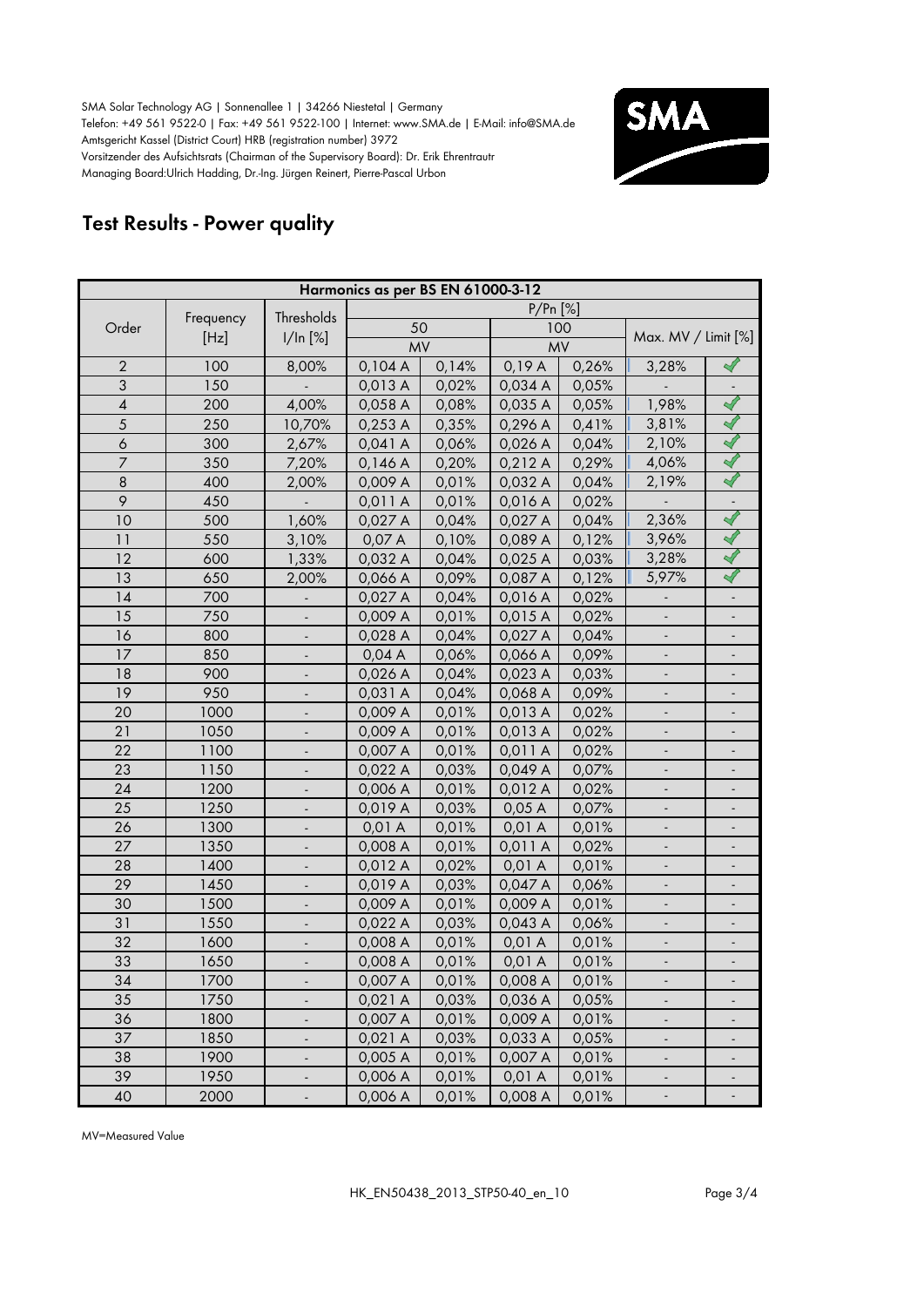SMA Solar Technology AG | Sonnenallee 1 | 34266 Niestetal | Germany
Telefon: +49 561 9522-0 | Fax: +49 561 9522-100 | Internet: www.SMA.de | E-Mail: info@SMA.de
Amtsgericht Kassel (District Court) HRB (registration number) 3972
Vorsitzender des Aufsichtsrats (Chairman of the Supervisory Board): Dr. Erik Ehrentrautr
Managing Board:Ulrich Hadding, Dr.-Ing. Jürgen Reinert, Pierre-Pascal Urbon

## Test Results - Power quality

| Harmonics as per BS EN 61000-3-12 | | | | | | | | |
|---|---|---|---|---|---|---|---|---|
| Order | Frequency [Hz] | Thresholds I/In [%] | P/Pn [%] | | | | | |
| | | | 50 | | 100 | | Max. MV / Limit [%] | |
| | | | MV | | MV | | | |
| 2 | 100 | 8,00% | 0,104 A | 0,14% | 0,19 A | 0,26% | 3,28% | ✓ |
| 3 | 150 | - | 0,013 A | 0,02% | 0,034 A | 0,05% | - | - |
| 4 | 200 | 4,00% | 0,058 A | 0,08% | 0,035 A | 0,05% | 1,98% | ✓ |
| 5 | 250 | 10,70% | 0,253 A | 0,35% | 0,296 A | 0,41% | 3,81% | ✓ |
| 6 | 300 | 2,67% | 0,041 A | 0,06% | 0,026 A | 0,04% | 2,10% | ✓ |
| 7 | 350 | 7,20% | 0,146 A | 0,20% | 0,212 A | 0,29% | 4,06% | ✓ |
| 8 | 400 | 2,00% | 0,009 A | 0,01% | 0,032 A | 0,04% | 2,19% | ✓ |
| 9 | 450 | - | 0,011 A | 0,01% | 0,016 A | 0,02% | - | - |
| 10 | 500 | 1,60% | 0,027 A | 0,04% | 0,027 A | 0,04% | 2,36% | ✓ |
| 11 | 550 | 3,10% | 0,07 A | 0,10% | 0,089 A | 0,12% | 3,96% | ✓ |
| 12 | 600 | 1,33% | 0,032 A | 0,04% | 0,025 A | 0,03% | 3,28% | ✓ |
| 13 | 650 | 2,00% | 0,066 A | 0,09% | 0,087 A | 0,12% | 5,97% | ✓ |
| 14 | 700 | - | 0,027 A | 0,04% | 0,016 A | 0,02% | - | - |
| 15 | 750 | - | 0,009 A | 0,01% | 0,015 A | 0,02% | - | - |
| 16 | 800 | - | 0,028 A | 0,04% | 0,027 A | 0,04% | - | - |
| 17 | 850 | - | 0,04 A | 0,06% | 0,066 A | 0,09% | - | - |
| 18 | 900 | - | 0,026 A | 0,04% | 0,023 A | 0,03% | - | - |
| 19 | 950 | - | 0,031 A | 0,04% | 0,068 A | 0,09% | - | - |
| 20 | 1000 | - | 0,009 A | 0,01% | 0,013 A | 0,02% | - | - |
| 21 | 1050 | - | 0,009 A | 0,01% | 0,013 A | 0,02% | - | - |
| 22 | 1100 | - | 0,007 A | 0,01% | 0,011 A | 0,02% | - | - |
| 23 | 1150 | - | 0,022 A | 0,03% | 0,049 A | 0,07% | - | - |
| 24 | 1200 | - | 0,006 A | 0,01% | 0,012 A | 0,02% | - | - |
| 25 | 1250 | - | 0,019 A | 0,03% | 0,05 A | 0,07% | - | - |
| 26 | 1300 | - | 0,01 A | 0,01% | 0,01 A | 0,01% | - | - |
| 27 | 1350 | - | 0,008 A | 0,01% | 0,011 A | 0,02% | - | - |
| 28 | 1400 | - | 0,012 A | 0,02% | 0,01 A | 0,01% | - | - |
| 29 | 1450 | - | 0,019 A | 0,03% | 0,047 A | 0,06% | - | - |
| 30 | 1500 | - | 0,009 A | 0,01% | 0,009 A | 0,01% | - | - |
| 31 | 1550 | - | 0,022 A | 0,03% | 0,043 A | 0,06% | - | - |
| 32 | 1600 | - | 0,008 A | 0,01% | 0,01 A | 0,01% | - | - |
| 33 | 1650 | - | 0,008 A | 0,01% | 0,01 A | 0,01% | - | - |
| 34 | 1700 | - | 0,007 A | 0,01% | 0,008 A | 0,01% | - | - |
| 35 | 1750 | - | 0,021 A | 0,03% | 0,036 A | 0,05% | - | - |
| 36 | 1800 | - | 0,007 A | 0,01% | 0,009 A | 0,01% | - | - |
| 37 | 1850 | - | 0,021 A | 0,03% | 0,033 A | 0,05% | - | - |
| 38 | 1900 | - | 0,005 A | 0,01% | 0,007 A | 0,01% | - | - |
| 39 | 1950 | - | 0,006 A | 0,01% | 0,01 A | 0,01% | - | - |
| 40 | 2000 | - | 0,006 A | 0,01% | 0,008 A | 0,01% | - | - |

MV=Measured Value

HK_EN50438_2013_STP50-40_en_10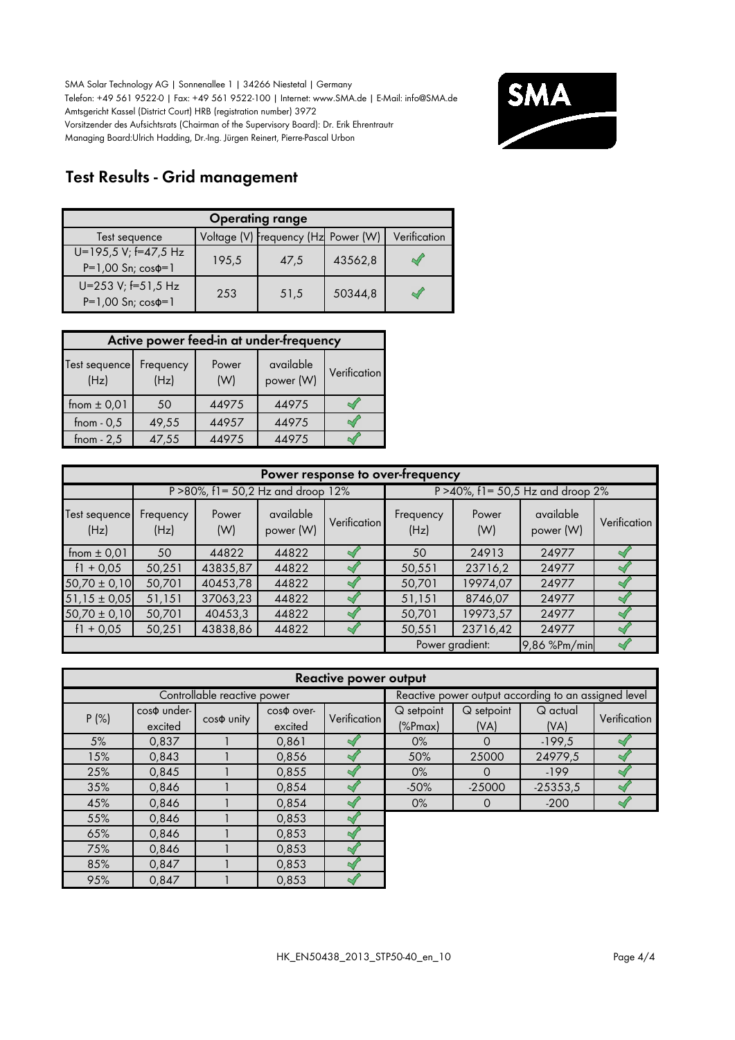SMA Solar Technology AG | Sonnenallee 1 | 34266 Niestetal | Germany
Telefon: +49 561 9522-0 | Fax: +49 561 9522-100 | Internet: www.SMA.de | E-Mail: info@SMA.de
Amtsgericht Kassel (District Court) HRB (registration number) 3972
Vorsitzender des Aufsichtsrats (Chairman of the Supervisory Board): Dr. Erik Ehrentrautr
Managing Board:Ulrich Hadding, Dr.-Ing. Jürgen Reinert, Pierre-Pascal Urbon

## Test Results - Grid management

| Operating range | | | | |
|---|---|---|---|---|
| Test sequence | Voltage (V) | Frequency (Hz) | Power (W) | Verification |
| U=195,5 V; f=47,5 Hz P=1,00 Sn; cosφ=1 | 195,5 | 47,5 | 43562,8 | ✓ |
| U=253 V; f=51,5 Hz P=1,00 Sn; cosφ=1 | 253 | 51,5 | 50344,8 | ✓ |

| Active power feed-in at under-frequency | | | | |
|---|---|---|---|---|
| Test sequence (Hz) | Frequency (Hz) | Power (W) | available power (W) | Verification |
| fnom ± 0,01 | 50 | 44975 | 44975 | ✓ |
| fnom - 0,5 | 49,55 | 44957 | 44975 | ✓ |
| fnom - 2,5 | 47,55 | 44975 | 44975 | ✓ |

| Power response to over-frequency | | | | | | | | |
|---|---|---|---|---|---|---|---|---|
| | P >80%, f1= 50,2 Hz and droop 12% | | | | P >40%, f1= 50,5 Hz and droop 2% | | | |
| Test sequence (Hz) | Frequency (Hz) | Power (W) | available power (W) | Verification | Frequency (Hz) | Power (W) | available power (W) | Verification |
| fnom ± 0,01 | 50 | 44822 | 44822 | ✓ | 50 | 24913 | 24977 | ✓ |
| f1 + 0,05 | 50,251 | 43835,87 | 44822 | ✓ | 50,551 | 23716,2 | 24977 | ✓ |
| 50,70 ± 0,10 | 50,701 | 40453,78 | 44822 | ✓ | 50,701 | 19974,07 | 24977 | ✓ |
| 51,15 ± 0,05 | 51,151 | 37063,23 | 44822 | ✓ | 51,151 | 8746,07 | 24977 | ✓ |
| 50,70 ± 0,10 | 50,701 | 40453,3 | 44822 | ✓ | 50,701 | 19973,57 | 24977 | ✓ |
| f1 + 0,05 | 50,251 | 43838,86 | 44822 | ✓ | 50,551 | 23716,42 | 24977 | ✓ |
| | | | | | Power gradient: | | 9,86 %Pm/min | ✓ |

| Reactive power output | | | | | | | | |
|---|---|---|---|---|---|---|---|---|
| Controllable reactive power | | | | | Reactive power output according to an assigned level | | | |
| P (%) | cosφ under-excited | cosφ unity | cosφ over-excited | Verification | Q setpoint (%Pmax) | Q setpoint (VA) | Q actual (VA) | Verification |
| 5% | 0,837 | 1 | 0,861 | ✓ | 0% | 0 | -199,5 | ✓ |
| 15% | 0,843 | 1 | 0,856 | ✓ | 50% | 25000 | 24979,5 | ✓ |
| 25% | 0,845 | 1 | 0,855 | ✓ | 0% | 0 | -199 | ✓ |
| 35% | 0,846 | 1 | 0,854 | ✓ | -50% | -25000 | -25353,5 | ✓ |
| 45% | 0,846 | 1 | 0,854 | ✓ | 0% | 0 | -200 | ✓ |
| 55% | 0,846 | 1 | 0,853 | ✓ | | | | |
| 65% | 0,846 | 1 | 0,853 | ✓ | | | | |
| 75% | 0,846 | 1 | 0,853 | ✓ | | | | |
| 85% | 0,847 | 1 | 0,853 | ✓ | | | | |
| 95% | 0,847 | 1 | 0,853 | ✓ | | | | |

HK_EN50438_2013_STP50-40_en_10